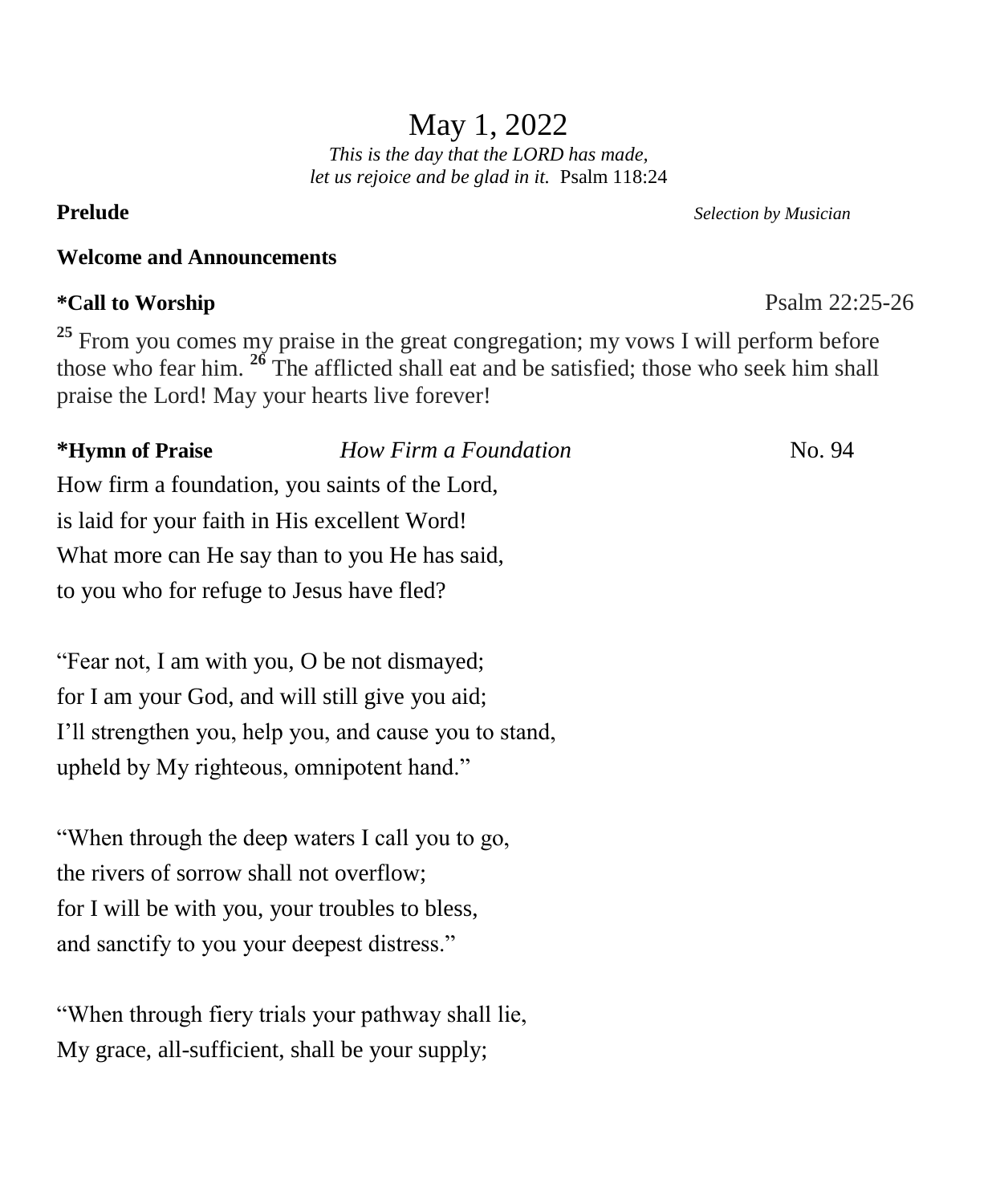# May 1, 2022

*This is the day that the LORD has made,*
*let us rejoice and be glad in it.* Psalm 118:24

**Prelude** *Selection by Musician*

**Welcome and Announcements**

**\*Call to Worship** Psalm 22:25-26

[25] From you comes my praise in the great congregation; my vows I will perform before those who fear him. [26] The afflicted shall eat and be satisfied; those who seek him shall praise the Lord! May your hearts live forever!

**\*Hymn of Praise** *How Firm a Foundation* No. 94

How firm a foundation, you saints of the Lord,
is laid for your faith in His excellent Word!
What more can He say than to you He has said,
to you who for refuge to Jesus have fled?

"Fear not, I am with you, O be not dismayed;
for I am your God, and will still give you aid;
I'll strengthen you, help you, and cause you to stand,
upheld by My righteous, omnipotent hand."

"When through the deep waters I call you to go,
the rivers of sorrow shall not overflow;
for I will be with you, your troubles to bless,
and sanctify to you your deepest distress."

"When through fiery trials your pathway shall lie,
My grace, all-sufficient, shall be your supply;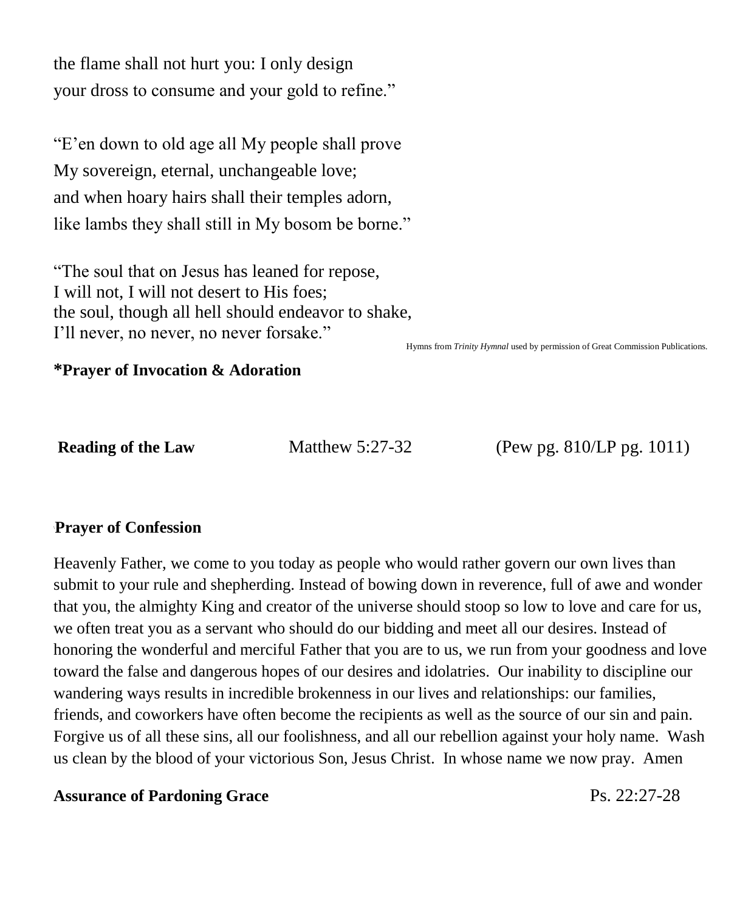the flame shall not hurt you: I only design
your dross to consume and your gold to refine."

"E'en down to old age all My people shall prove
My sovereign, eternal, unchangeable love;
and when hoary hairs shall their temples adorn,
like lambs they shall still in My bosom be borne."

"The soul that on Jesus has leaned for repose,
I will not, I will not desert to His foes;
the soul, though all hell should endeavor to shake,
I'll never, no never, no never forsake."

Hymns from *Trinity Hymnal* used by permission of Great Commission Publications.

**\*Prayer of Invocation & Adoration**

**Reading of the Law** Matthew 5:27-32 (Pew pg. 810/LP pg. 1011)

**Prayer of Confession**

Heavenly Father, we come to you today as people who would rather govern our own lives than submit to your rule and shepherding. Instead of bowing down in reverence, full of awe and wonder that you, the almighty King and creator of the universe should stoop so low to love and care for us, we often treat you as a servant who should do our bidding and meet all our desires. Instead of honoring the wonderful and merciful Father that you are to us, we run from your goodness and love toward the false and dangerous hopes of our desires and idolatries. Our inability to discipline our wandering ways results in incredible brokenness in our lives and relationships: our families, friends, and coworkers have often become the recipients as well as the source of our sin and pain. Forgive us of all these sins, all our foolishness, and all our rebellion against your holy name. Wash us clean by the blood of your victorious Son, Jesus Christ. In whose name we now pray. Amen

**Assurance of Pardoning Grace** Ps. 22:27-28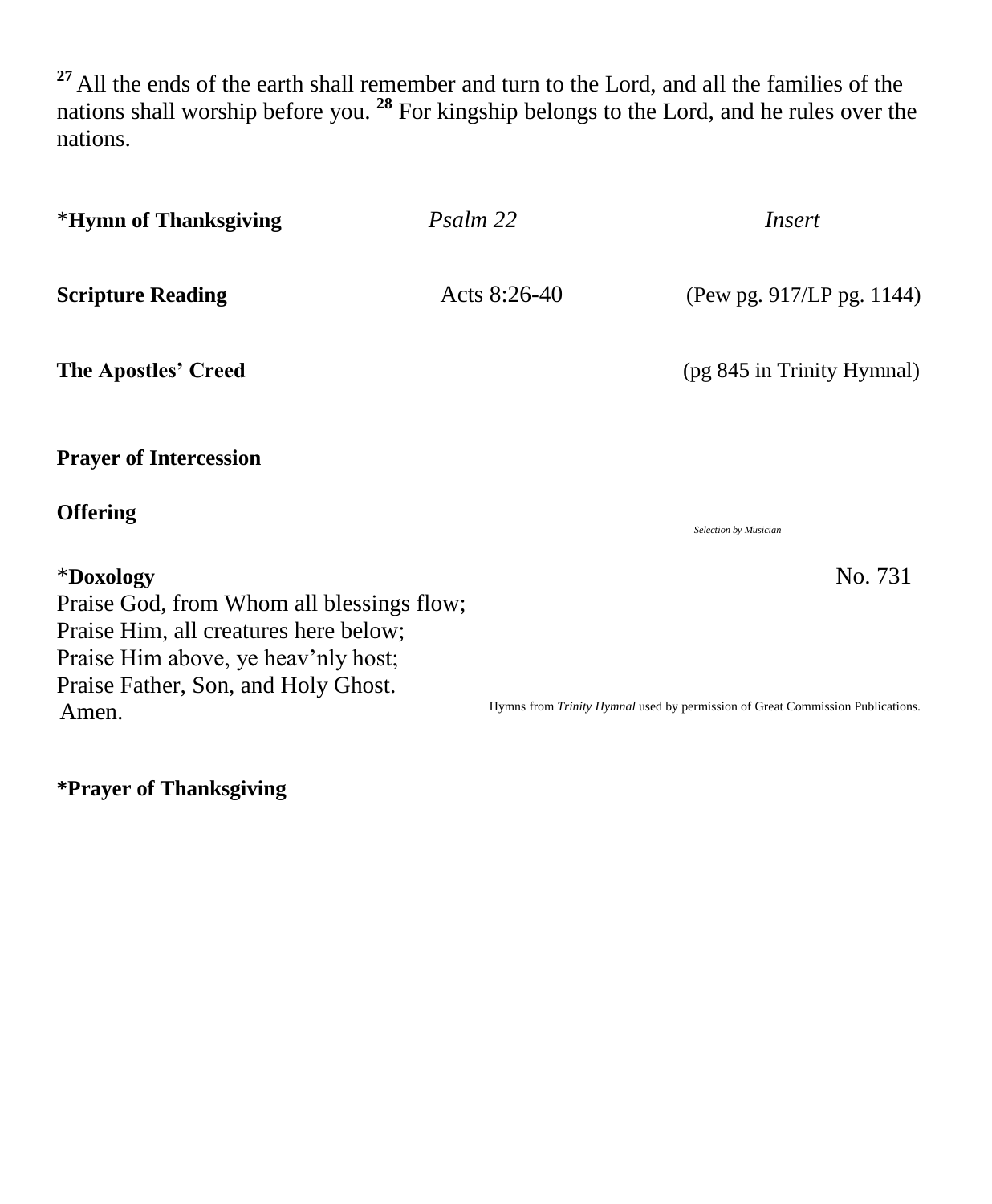[27] All the ends of the earth shall remember and turn to the Lord, and all the families of the nations shall worship before you. [28] For kingship belongs to the Lord, and he rules over the nations.

*__Hymn of Thanksgiving__ *Psalm 22* *Insert*

**Scripture Reading** Acts 8:26-40 (Pew pg. 917/LP pg. 1144)

**The Apostles' Creed** (pg 845 in Trinity Hymnal)

**Prayer of Intercession**

**Offering**

*Selection by Musician*

*__Doxology__ No. 731

Praise God, from Whom all blessings flow;
Praise Him, all creatures here below;
Praise Him above, ye heav'nly host;
Praise Father, Son, and Holy Ghost.
Amen.

Hymns from *Trinity Hymnal* used by permission of Great Commission Publications.

***Prayer of Thanksgiving**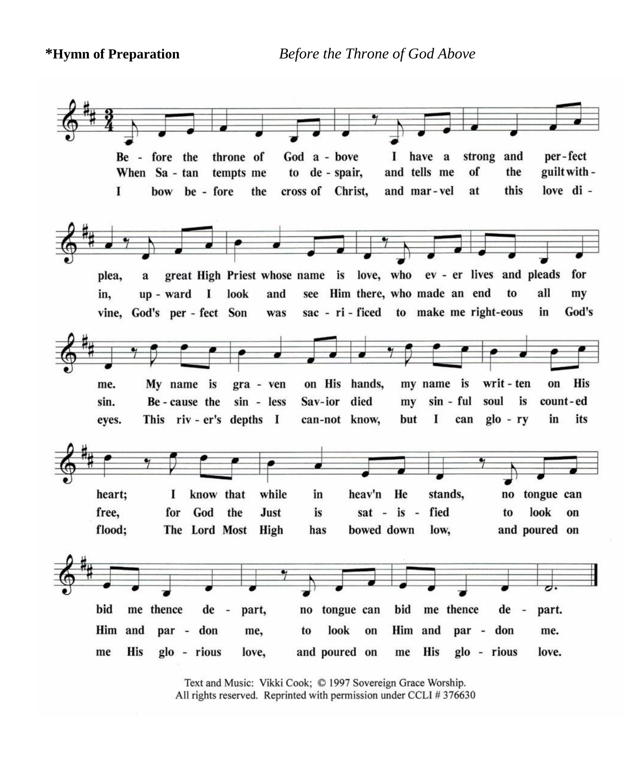**\*Hymn of Preparation** *Before the Throne of God Above*

Be - fore the throne of God a - bove I have a strong and per - fect plea, a great High Priest whose name is love, who ev - er lives and pleads for me. My name is gra - ven on His hands, my name is writ - ten on His heart; I know that while in heav'n He stands, no tongue can bid me thence de - part, no tongue can bid me thence de - part.

When Sa - tan tempts me to de - spair, and tells me of the guilt with - in, up - ward I look and see Him there, who made an end to all my sin. Be - cause the sin - less Sav - ior died my sin - ful soul is count - ed free, for God the Just is sat - is - fied to look on Him and par - don me, to look on Him and par - don me.

I bow be - fore the cross of Christ, and mar - vel at this love di - vine, God's per - fect Son was sac - ri - ficed to make me right-eous in God's eyes. This riv - er's depths I can-not know, but I can glo - ry in its flood; The Lord Most High has bowed down low, and poured on me His glo - rious love, and poured on me His glo - rious love.

Text and Music: Vikki Cook; © 1997 Sovereign Grace Worship.
All rights reserved. Reprinted with permission under CCLI # 376630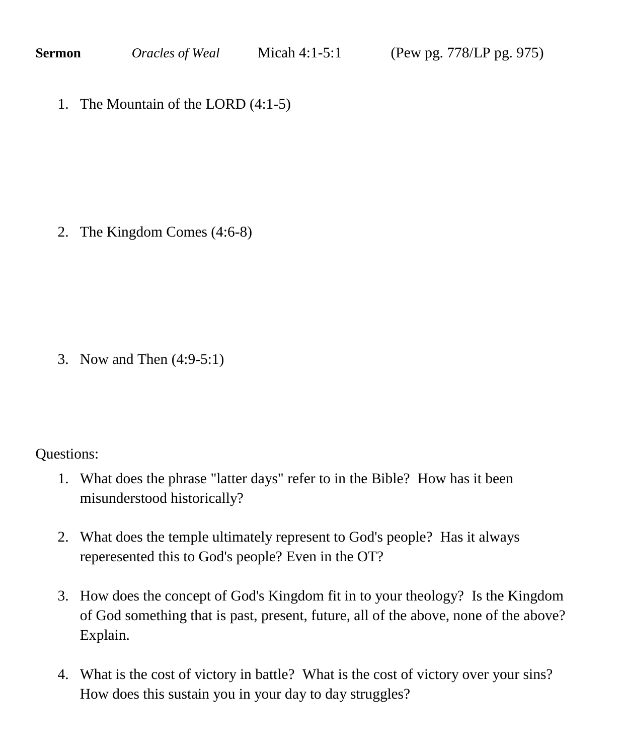**Sermon** *Oracles of Weal* Micah 4:1-5:1 (Pew pg. 778/LP pg. 975)

1. The Mountain of the LORD (4:1-5)

2. The Kingdom Comes (4:6-8)

3. Now and Then (4:9-5:1)

Questions:

1. What does the phrase "latter days" refer to in the Bible? How has it been misunderstood historically?

2. What does the temple ultimately represent to God's people? Has it always reperesented this to God's people? Even in the OT?

3. How does the concept of God's Kingdom fit in to your theology? Is the Kingdom of God something that is past, present, future, all of the above, none of the above? Explain.

4. What is the cost of victory in battle? What is the cost of victory over your sins? How does this sustain you in your day to day struggles?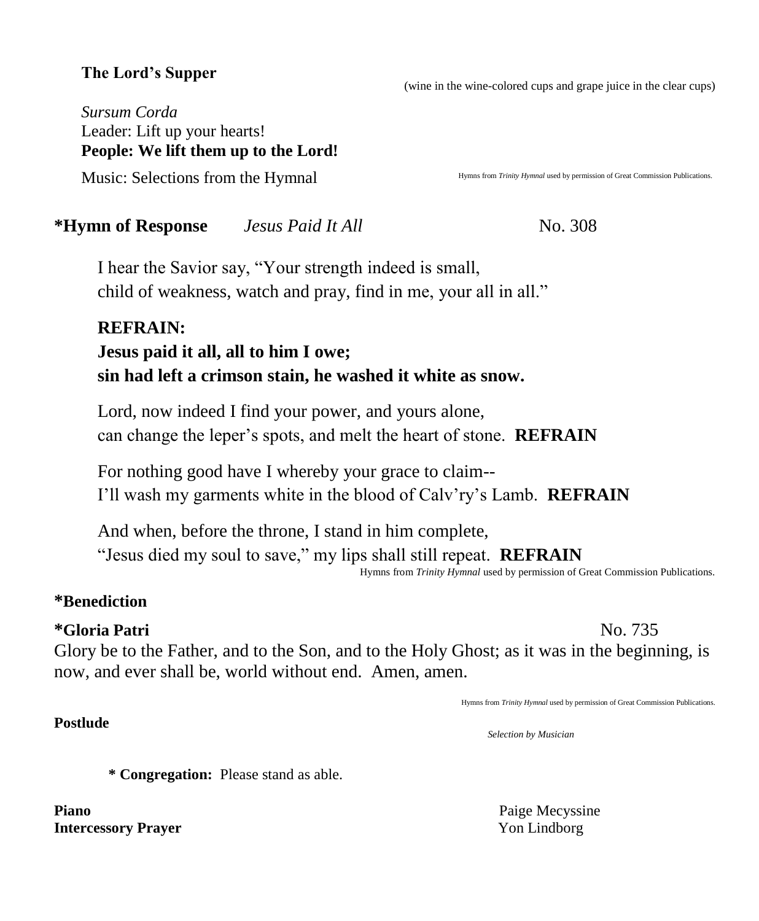**The Lord's Supper**

(wine in the wine-colored cups and grape juice in the clear cups)

*Sursum Corda*
Leader: Lift up your hearts!
**People: We lift them up to the Lord!**

Music: Selections from the Hymnal

Hymns from *Trinity Hymnal* used by permission of Great Commission Publications.

**\*Hymn of Response** *Jesus Paid It All* No. 308

I hear the Savior say, "Your strength indeed is small,
child of weakness, watch and pray, find in me, your all in all."

**REFRAIN:**
**Jesus paid it all, all to him I owe;**
**sin had left a crimson stain, he washed it white as snow.**

Lord, now indeed I find your power, and yours alone,
can change the leper's spots, and melt the heart of stone. **REFRAIN**

For nothing good have I whereby your grace to claim--
I'll wash my garments white in the blood of Calv'ry's Lamb. **REFRAIN**

And when, before the throne, I stand in him complete,
"Jesus died my soul to save," my lips shall still repeat. **REFRAIN**

Hymns from *Trinity Hymnal* used by permission of Great Commission Publications.

**\*Benediction**

**\*Gloria Patri** No. 735

Glory be to the Father, and to the Son, and to the Holy Ghost; as it was in the beginning, is now, and ever shall be, world without end. Amen, amen.

Hymns from *Trinity Hymnal* used by permission of Great Commission Publications.

**Postlude**

*Selection by Musician*

**\* Congregation:** Please stand as able.

**Piano** Paige Mecyssine
**Intercessory Prayer** Yon Lindborg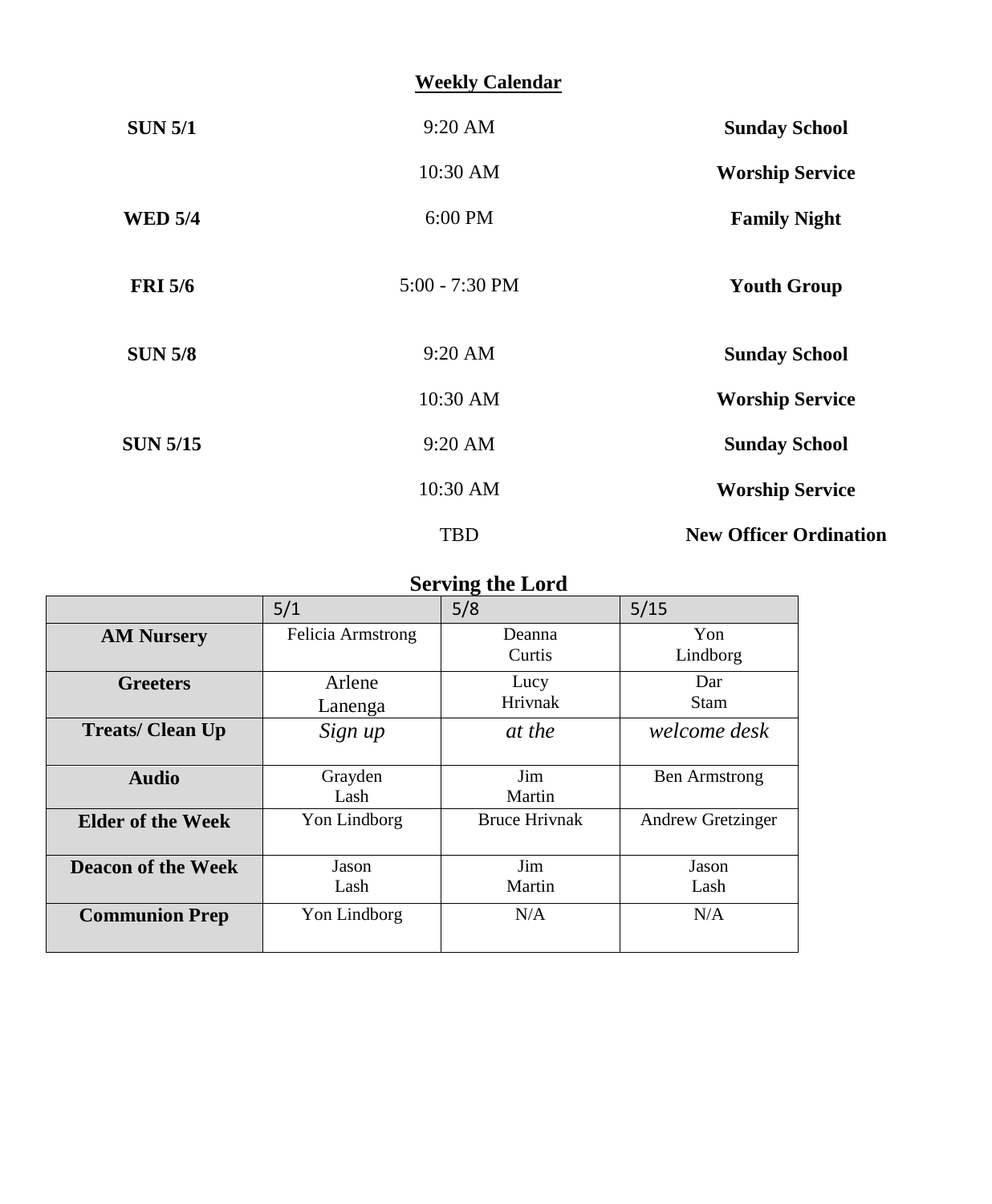## Weekly Calendar

| | | |
|---|---|---|
| **SUN 5/1** | 9:20 AM | **Sunday School** |
| | 10:30 AM | **Worship Service** |
| **WED 5/4** | 6:00 PM | **Family Night** |
| **FRI 5/6** | 5:00 - 7:30 PM | **Youth Group** |
| **SUN 5/8** | 9:20 AM | **Sunday School** |
| | 10:30 AM | **Worship Service** |
| **SUN 5/15** | 9:20 AM | **Sunday School** |
| | 10:30 AM | **Worship Service** |
| | TBD | **New Officer Ordination** |

## Serving the Lord

| | 5/1 | 5/8 | 5/15 |
|---|---|---|---|
| **AM Nursery** | Felicia Armstrong | Deanna Curtis | Yon Lindborg |
| **Greeters** | Arlene Lanenga | Lucy Hrivnak | Dar Stam |
| **Treats/ Clean Up** | *Sign up* | *at the* | *welcome desk* |
| **Audio** | Grayden Lash | Jim Martin | Ben Armstrong |
| **Elder of the Week** | Yon Lindborg | Bruce Hrivnak | Andrew Gretzinger |
| **Deacon of the Week** | Jason Lash | Jim Martin | Jason Lash |
| **Communion Prep** | Yon Lindborg | N/A | N/A |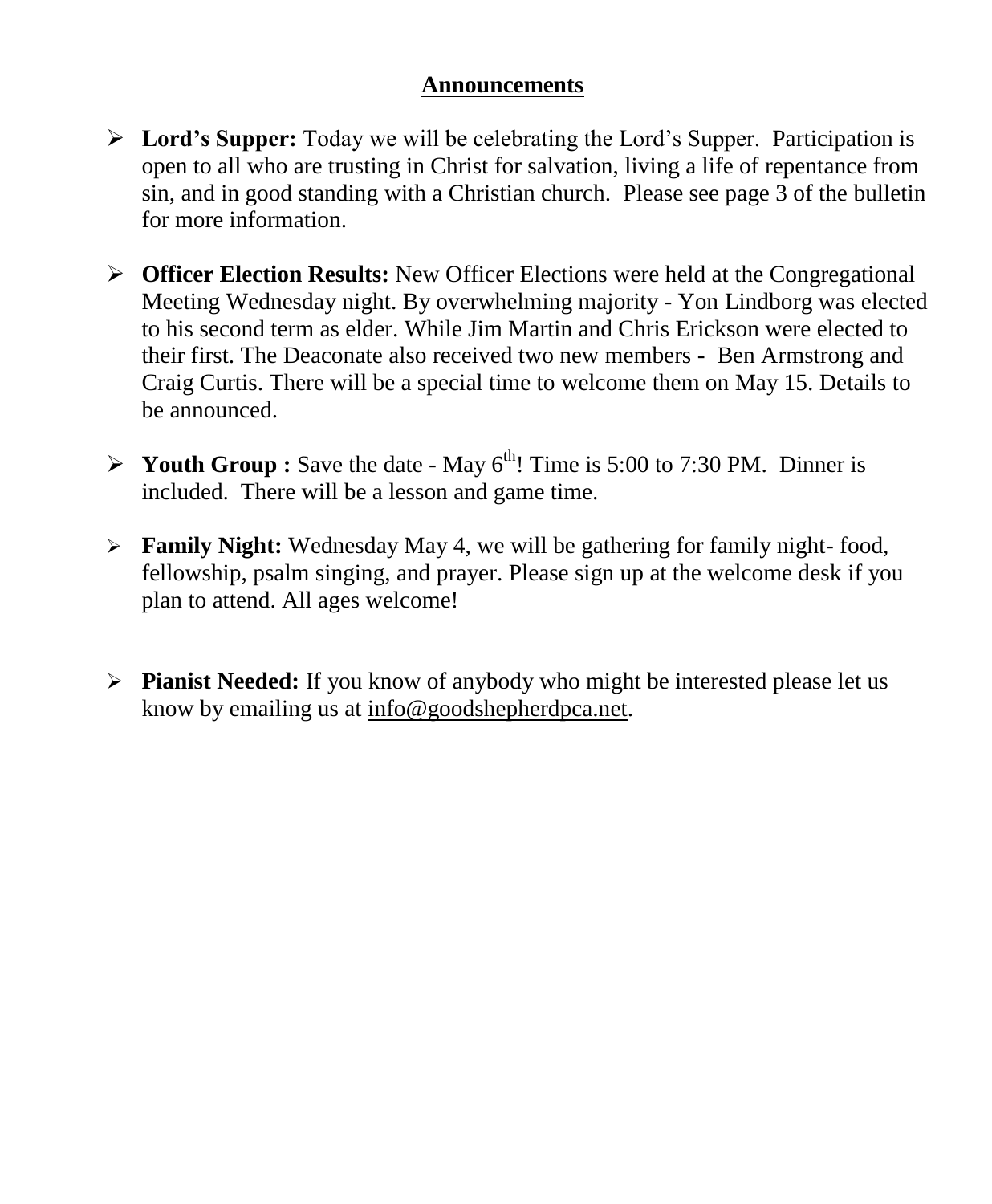## Announcements

- **Lord's Supper:** Today we will be celebrating the Lord's Supper. Participation is open to all who are trusting in Christ for salvation, living a life of repentance from sin, and in good standing with a Christian church. Please see page 3 of the bulletin for more information.

- **Officer Election Results:** New Officer Elections were held at the Congregational Meeting Wednesday night. By overwhelming majority - Yon Lindborg was elected to his second term as elder. While Jim Martin and Chris Erickson were elected to their first. The Deaconate also received two new members - Ben Armstrong and Craig Curtis. There will be a special time to welcome them on May 15. Details to be announced.

- **Youth Group :** Save the date - May 6th! Time is 5:00 to 7:30 PM. Dinner is included. There will be a lesson and game time.

- **Family Night:** Wednesday May 4, we will be gathering for family night- food, fellowship, psalm singing, and prayer. Please sign up at the welcome desk if you plan to attend. All ages welcome!

- **Pianist Needed:** If you know of anybody who might be interested please let us know by emailing us at info@goodshepherdpca.net.